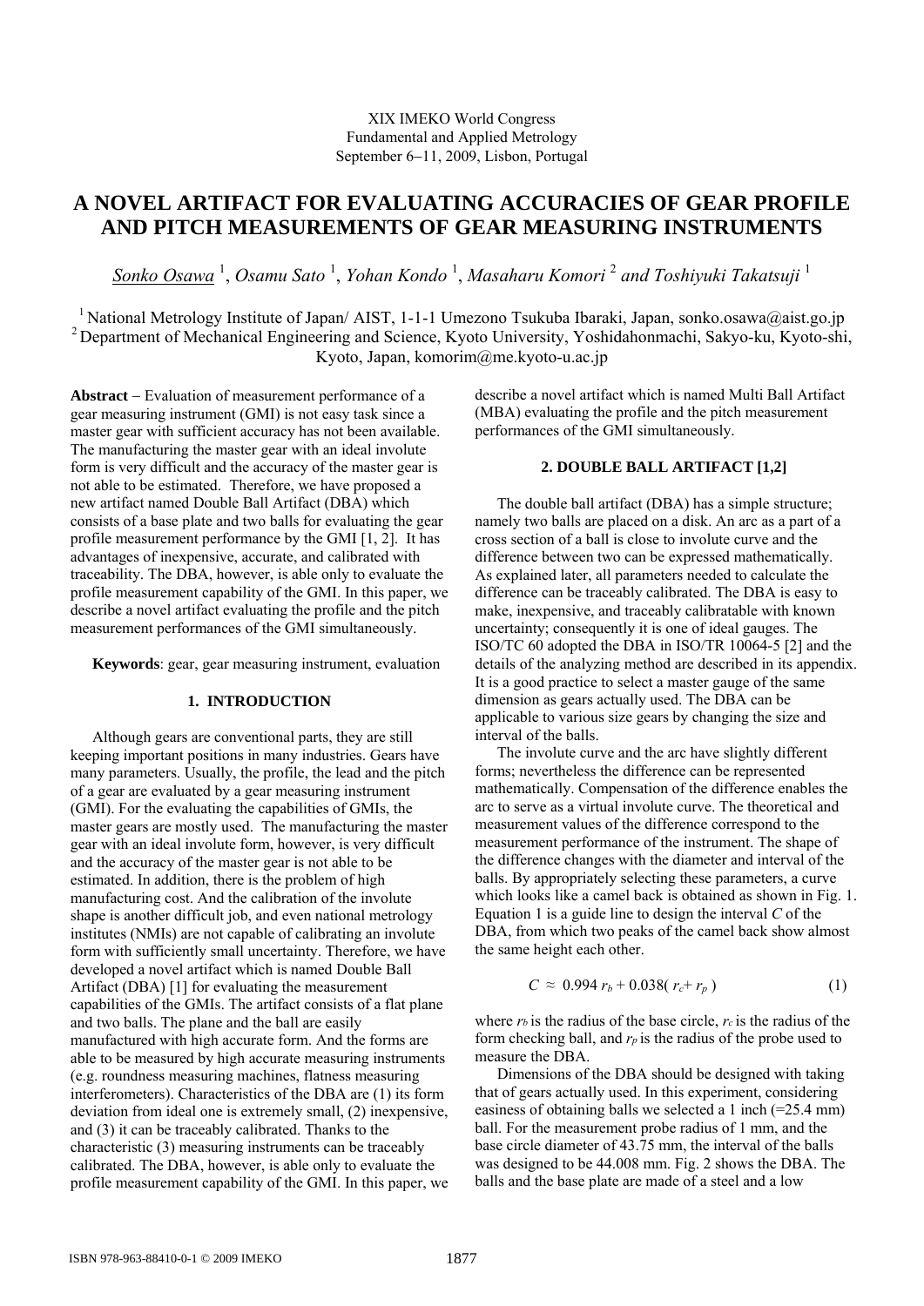XIX IMEKO World Congress
Fundamental and Applied Metrology
September 6−11, 2009, Lisbon, Portugal

# A NOVEL ARTIFACT FOR EVALUATING ACCURACIES OF GEAR PROFILE AND PITCH MEASUREMENTS OF GEAR MEASURING INSTRUMENTS

*Sonko Osawa* [1], *Osamu Sato* [1], *Yohan Kondo* [1], *Masaharu Komori* [2] *and Toshiyuki Takatsuji* [1]

[1] National Metrology Institute of Japan/ AIST, 1-1-1 Umezono Tsukuba Ibaraki, Japan, sonko.osawa@aist.go.jp
[2] Department of Mechanical Engineering and Science, Kyoto University, Yoshidahonmachi, Sakyo-ku, Kyoto-shi, Kyoto, Japan, komorim@me.kyoto-u.ac.jp

**Abstract** – Evaluation of measurement performance of a gear measuring instrument (GMI) is not easy task since a master gear with sufficient accuracy has not been available. The manufacturing the master gear with an ideal involute form is very difficult and the accuracy of the master gear is not able to be estimated. Therefore, we have proposed a new artifact named Double Ball Artifact (DBA) which consists of a base plate and two balls for evaluating the gear profile measurement performance by the GMI [1, 2]. It has advantages of inexpensive, accurate, and calibrated with traceability. The DBA, however, is able only to evaluate the profile measurement capability of the GMI. In this paper, we describe a novel artifact evaluating the profile and the pitch measurement performances of the GMI simultaneously.

**Keywords**: gear, gear measuring instrument, evaluation

## 1. INTRODUCTION

Although gears are conventional parts, they are still keeping important positions in many industries. Gears have many parameters. Usually, the profile, the lead and the pitch of a gear are evaluated by a gear measuring instrument (GMI). For the evaluating the capabilities of GMIs, the master gears are mostly used. The manufacturing the master gear with an ideal involute form, however, is very difficult and the accuracy of the master gear is not able to be estimated. In addition, there is the problem of high manufacturing cost. And the calibration of the involute shape is another difficult job, and even national metrology institutes (NMIs) are not capable of calibrating an involute form with sufficiently small uncertainty. Therefore, we have developed a novel artifact which is named Double Ball Artifact (DBA) [1] for evaluating the measurement capabilities of the GMIs. The artifact consists of a flat plane and two balls. The plane and the ball are easily manufactured with high accurate form. And the forms are able to be measured by high accurate measuring instruments (e.g. roundness measuring machines, flatness measuring interferometers). Characteristics of the DBA are (1) its form deviation from ideal one is extremely small, (2) inexpensive, and (3) it can be traceably calibrated. Thanks to the characteristic (3) measuring instruments can be traceably calibrated. The DBA, however, is able only to evaluate the profile measurement capability of the GMI. In this paper, we describe a novel artifact which is named Multi Ball Artifact (MBA) evaluating the profile and the pitch measurement performances of the GMI simultaneously.

## 2. DOUBLE BALL ARTIFACT [1,2]

The double ball artifact (DBA) has a simple structure; namely two balls are placed on a disk. An arc as a part of a cross section of a ball is close to involute curve and the difference between two can be expressed mathematically. As explained later, all parameters needed to calculate the difference can be traceably calibrated. The DBA is easy to make, inexpensive, and traceably calibratable with known uncertainty; consequently it is one of ideal gauges. The ISO/TC 60 adopted the DBA in ISO/TR 10064-5 [2] and the details of the analyzing method are described in its appendix. It is a good practice to select a master gauge of the same dimension as gears actually used. The DBA can be applicable to various size gears by changing the size and interval of the balls.

The involute curve and the arc have slightly different forms; nevertheless the difference can be represented mathematically. Compensation of the difference enables the arc to serve as a virtual involute curve. The theoretical and measurement values of the difference correspond to the measurement performance of the instrument. The shape of the difference changes with the diameter and interval of the balls. By appropriately selecting these parameters, a curve which looks like a camel back is obtained as shown in Fig. 1. Equation 1 is a guide line to design the interval $C$ of the DBA, from which two peaks of the camel back show almost the same height each other.

$$C \approx 0.994\, r_b + 0.038(\, r_c + r_p\,) \tag{1}$$

where $r_b$ is the radius of the base circle, $r_c$ is the radius of the form checking ball, and $r_p$ is the radius of the probe used to measure the DBA.

Dimensions of the DBA should be designed with taking that of gears actually used. In this experiment, considering easiness of obtaining balls we selected a 1 inch (=25.4 mm) ball. For the measurement probe radius of 1 mm, and the base circle diameter of 43.75 mm, the interval of the balls was designed to be 44.008 mm. Fig. 2 shows the DBA. The balls and the base plate are made of a steel and a low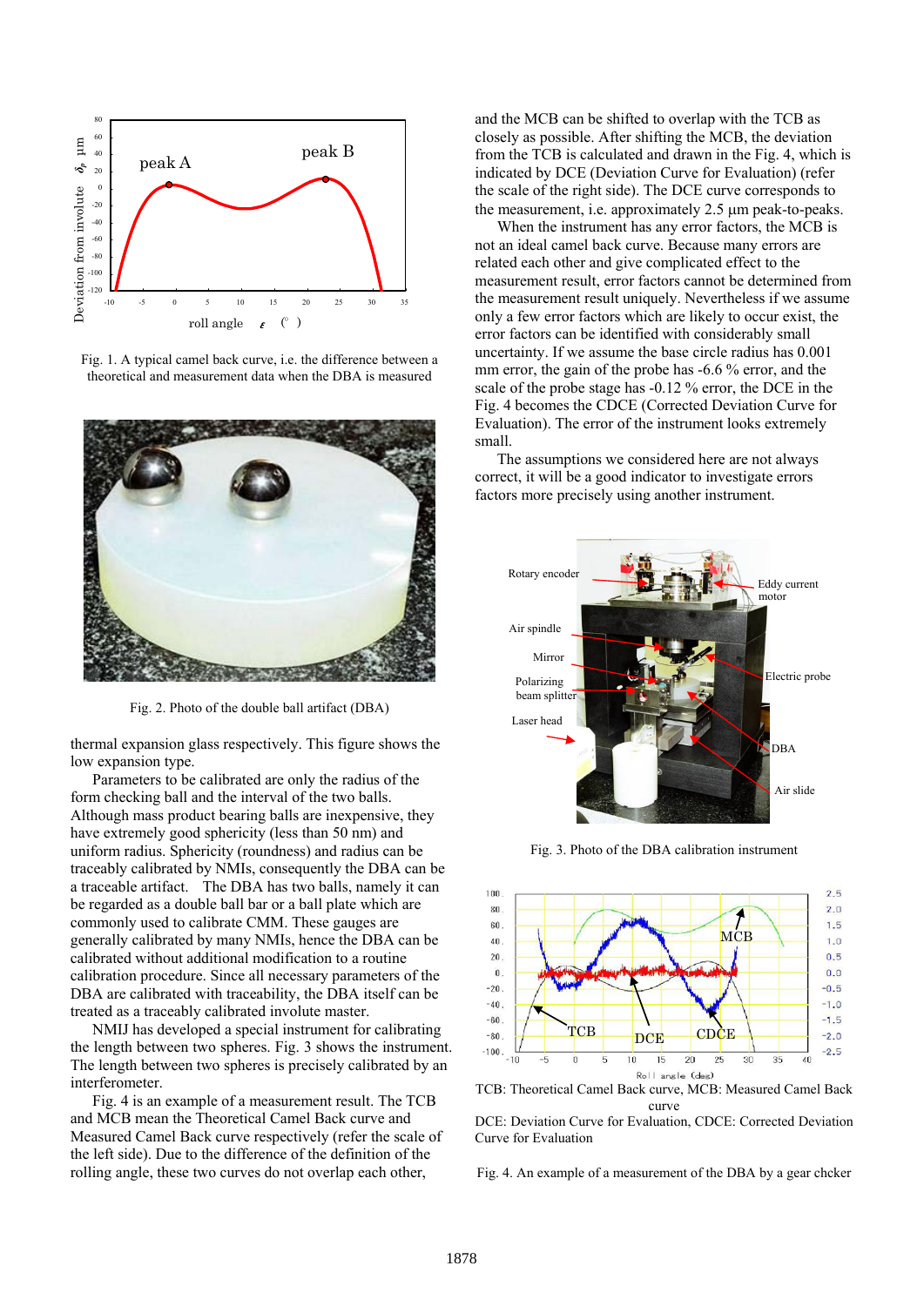Fig. 1. A typical camel back curve, i.e. the difference between a theoretical and measurement data when the DBA is measured

Fig. 2. Photo of the double ball artifact (DBA)

thermal expansion glass respectively. This figure shows the low expansion type.

Parameters to be calibrated are only the radius of the form checking ball and the interval of the two balls. Although mass product bearing balls are inexpensive, they have extremely good sphericity (less than 50 nm) and uniform radius. Sphericity (roundness) and radius can be traceably calibrated by NMIs, consequently the DBA can be a traceable artifact. The DBA has two balls, namely it can be regarded as a double ball bar or a ball plate which are commonly used to calibrate CMM. These gauges are generally calibrated by many NMIs, hence the DBA can be calibrated without additional modification to a routine calibration procedure. Since all necessary parameters of the DBA are calibrated with traceability, the DBA itself can be treated as a traceably calibrated involute master.

NMIJ has developed a special instrument for calibrating the length between two spheres. Fig. 3 shows the instrument. The length between two spheres is precisely calibrated by an interferometer.

Fig. 4 is an example of a measurement result. The TCB and MCB mean the Theoretical Camel Back curve and Measured Camel Back curve respectively (refer the scale of the left side). Due to the difference of the definition of the rolling angle, these two curves do not overlap each other, and the MCB can be shifted to overlap with the TCB as closely as possible. After shifting the MCB, the deviation from the TCB is calculated and drawn in the Fig. 4, which is indicated by DCE (Deviation Curve for Evaluation) (refer the scale of the right side). The DCE curve corresponds to the measurement, i.e. approximately 2.5 µm peak-to-peaks.

When the instrument has any error factors, the MCB is not an ideal camel back curve. Because many errors are related each other and give complicated effect to the measurement result, error factors cannot be determined from the measurement result uniquely. Nevertheless if we assume only a few error factors which are likely to occur exist, the error factors can be identified with considerably small uncertainty. If we assume the base circle radius has 0.001 mm error, the gain of the probe has -6.6 % error, and the scale of the probe stage has -0.12 % error, the DCE in the Fig. 4 becomes the CDCE (Corrected Deviation Curve for Evaluation). The error of the instrument looks extremely small.

The assumptions we considered here are not always correct, it will be a good indicator to investigate errors factors more precisely using another instrument.

Fig. 3. Photo of the DBA calibration instrument

TCB: Theoretical Camel Back curve, MCB: Measured Camel Back curve

DCE: Deviation Curve for Evaluation, CDCE: Corrected Deviation Curve for Evaluation

Fig. 4. An example of a measurement of the DBA by a gear chcker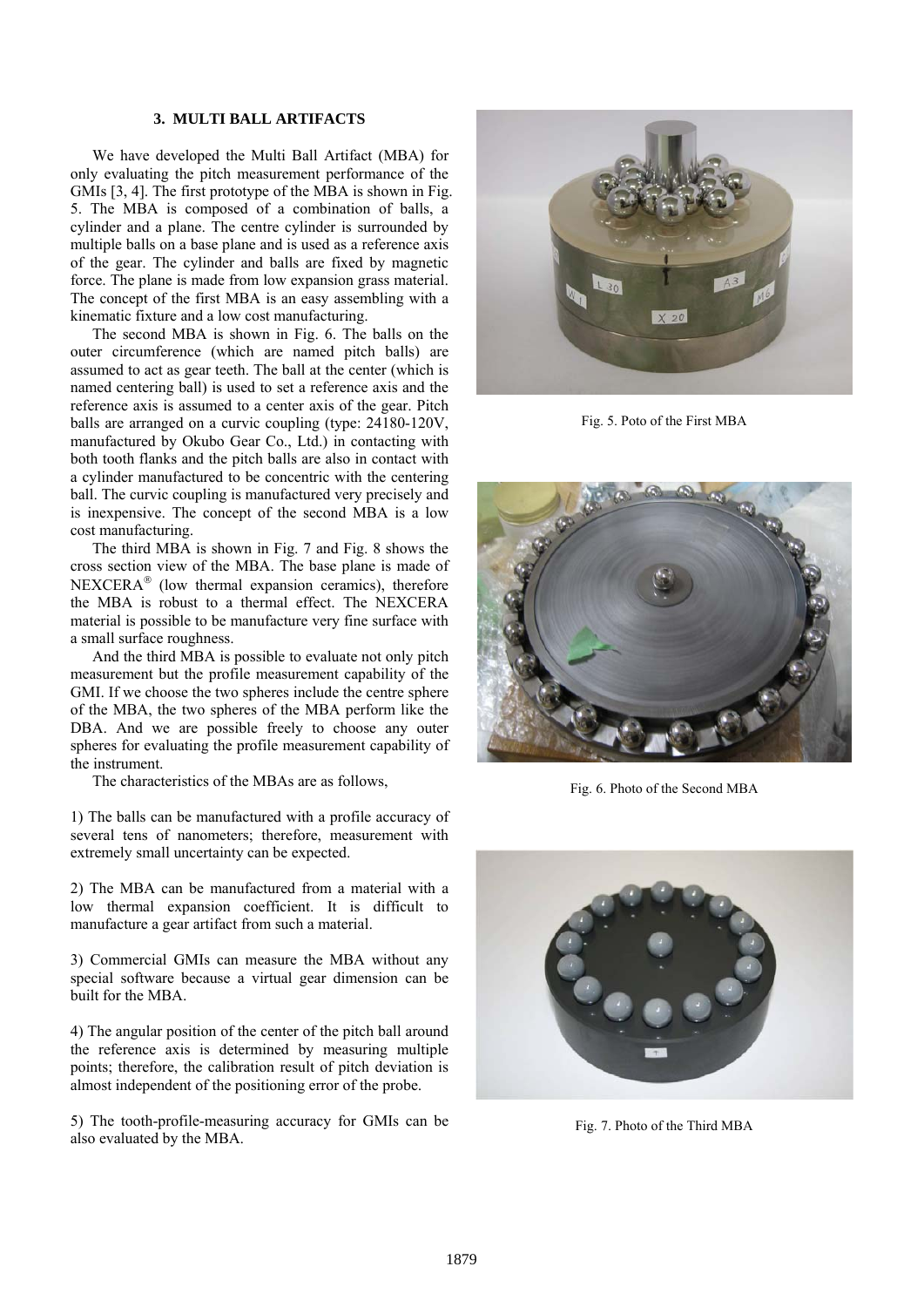### 3. MULTI BALL ARTIFACTS

We have developed the Multi Ball Artifact (MBA) for only evaluating the pitch measurement performance of the GMIs [3, 4]. The first prototype of the MBA is shown in Fig. 5. The MBA is composed of a combination of balls, a cylinder and a plane. The centre cylinder is surrounded by multiple balls on a base plane and is used as a reference axis of the gear. The cylinder and balls are fixed by magnetic force. The plane is made from low expansion grass material. The concept of the first MBA is an easy assembling with a kinematic fixture and a low cost manufacturing.

The second MBA is shown in Fig. 6. The balls on the outer circumference (which are named pitch balls) are assumed to act as gear teeth. The ball at the center (which is named centering ball) is used to set a reference axis and the reference axis is assumed to a center axis of the gear. Pitch balls are arranged on a curvic coupling (type: 24180-120V, manufactured by Okubo Gear Co., Ltd.) in contacting with both tooth flanks and the pitch balls are also in contact with a cylinder manufactured to be concentric with the centering ball. The curvic coupling is manufactured very precisely and is inexpensive. The concept of the second MBA is a low cost manufacturing.

The third MBA is shown in Fig. 7 and Fig. 8 shows the cross section view of the MBA. The base plane is made of NEXCERA® (low thermal expansion ceramics), therefore the MBA is robust to a thermal effect. The NEXCERA material is possible to be manufacture very fine surface with a small surface roughness.

And the third MBA is possible to evaluate not only pitch measurement but the profile measurement capability of the GMI. If we choose the two spheres include the centre sphere of the MBA, the two spheres of the MBA perform like the DBA. And we are possible freely to choose any outer spheres for evaluating the profile measurement capability of the instrument.

The characteristics of the MBAs are as follows,

1) The balls can be manufactured with a profile accuracy of several tens of nanometers; therefore, measurement with extremely small uncertainty can be expected.

2) The MBA can be manufactured from a material with a low thermal expansion coefficient. It is difficult to manufacture a gear artifact from such a material.

3) Commercial GMIs can measure the MBA without any special software because a virtual gear dimension can be built for the MBA.

4) The angular position of the center of the pitch ball around the reference axis is determined by measuring multiple points; therefore, the calibration result of pitch deviation is almost independent of the positioning error of the probe.

5) The tooth-profile-measuring accuracy for GMIs can be also evaluated by the MBA.

Fig. 5. Poto of the First MBA

Fig. 6. Photo of the Second MBA

Fig. 7. Photo of the Third MBA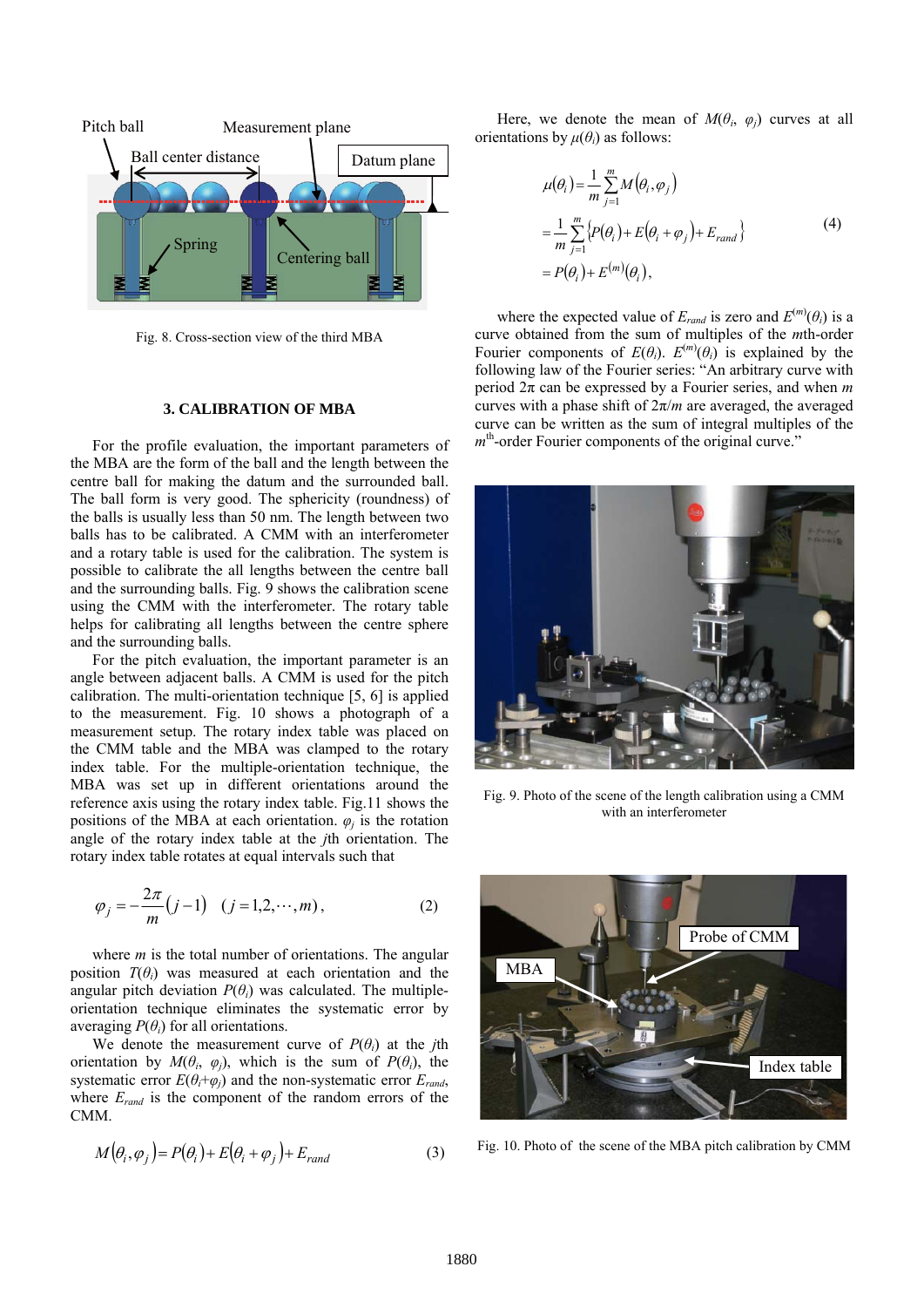Fig. 8. Cross-section view of the third MBA

## 3. CALIBRATION OF MBA

For the profile evaluation, the important parameters of the MBA are the form of the ball and the length between the centre ball for making the datum and the surrounded ball. The ball form is very good. The sphericity (roundness) of the balls is usually less than 50 nm. The length between two balls has to be calibrated. A CMM with an interferometer and a rotary table is used for the calibration. The system is possible to calibrate the all lengths between the centre ball and the surrounding balls. Fig. 9 shows the calibration scene using the CMM with the interferometer. The rotary table helps for calibrating all lengths between the centre sphere and the surrounding balls.

For the pitch evaluation, the important parameter is an angle between adjacent balls. A CMM is used for the pitch calibration. The multi-orientation technique [5, 6] is applied to the measurement. Fig. 10 shows a photograph of a measurement setup. The rotary index table was placed on the CMM table and the MBA was clamped to the rotary index table. For the multiple-orientation technique, the MBA was set up in different orientations around the reference axis using the rotary index table. Fig.11 shows the positions of the MBA at each orientation. $\varphi_j$ is the rotation angle of the rotary index table at the $j$th orientation. The rotary index table rotates at equal intervals such that

$$\varphi_j = -\frac{2\pi}{m}(j-1) \quad (j = 1,2,\cdots,m), \tag{2}$$

where $m$ is the total number of orientations. The angular position $T(\theta_i)$ was measured at each orientation and the angular pitch deviation $P(\theta_i)$ was calculated. The multiple-orientation technique eliminates the systematic error by averaging $P(\theta_i)$ for all orientations.

We denote the measurement curve of $P(\theta_i)$ at the $j$th orientation by $M(\theta_i, \varphi_j)$, which is the sum of $P(\theta_i)$, the systematic error $E(\theta_i+\varphi_j)$ and the non-systematic error $E_{rand}$, where $E_{rand}$ is the component of the random errors of the CMM.

$$M(\theta_i, \varphi_j) = P(\theta_i) + E(\theta_i + \varphi_j) + E_{rand} \tag{3}$$

Here, we denote the mean of $M(\theta_i, \varphi_j)$ curves at all orientations by $\mu(\theta_i)$ as follows:

$$\begin{aligned}\mu(\theta_i) &= \frac{1}{m}\sum_{j=1}^{m} M(\theta_i, \varphi_j) \\ &= \frac{1}{m}\sum_{j=1}^{m}\left\{P(\theta_i) + E(\theta_i + \varphi_j) + E_{rand}\right\} \\ &= P(\theta_i) + E^{(m)}(\theta_i),\end{aligned} \tag{4}$$

where the expected value of $E_{rand}$ is zero and $E^{(m)}(\theta_i)$ is a curve obtained from the sum of multiples of the $m$th-order Fourier components of $E(\theta_i)$. $E^{(m)}(\theta_i)$ is explained by the following law of the Fourier series: "An arbitrary curve with period $2\pi$ can be expressed by a Fourier series, and when $m$ curves with a phase shift of $2\pi/m$ are averaged, the averaged curve can be written as the sum of integral multiples of the $m^{\text{th}}$-order Fourier components of the original curve."

Fig. 9. Photo of the scene of the length calibration using a CMM with an interferometer

Fig. 10. Photo of the scene of the MBA pitch calibration by CMM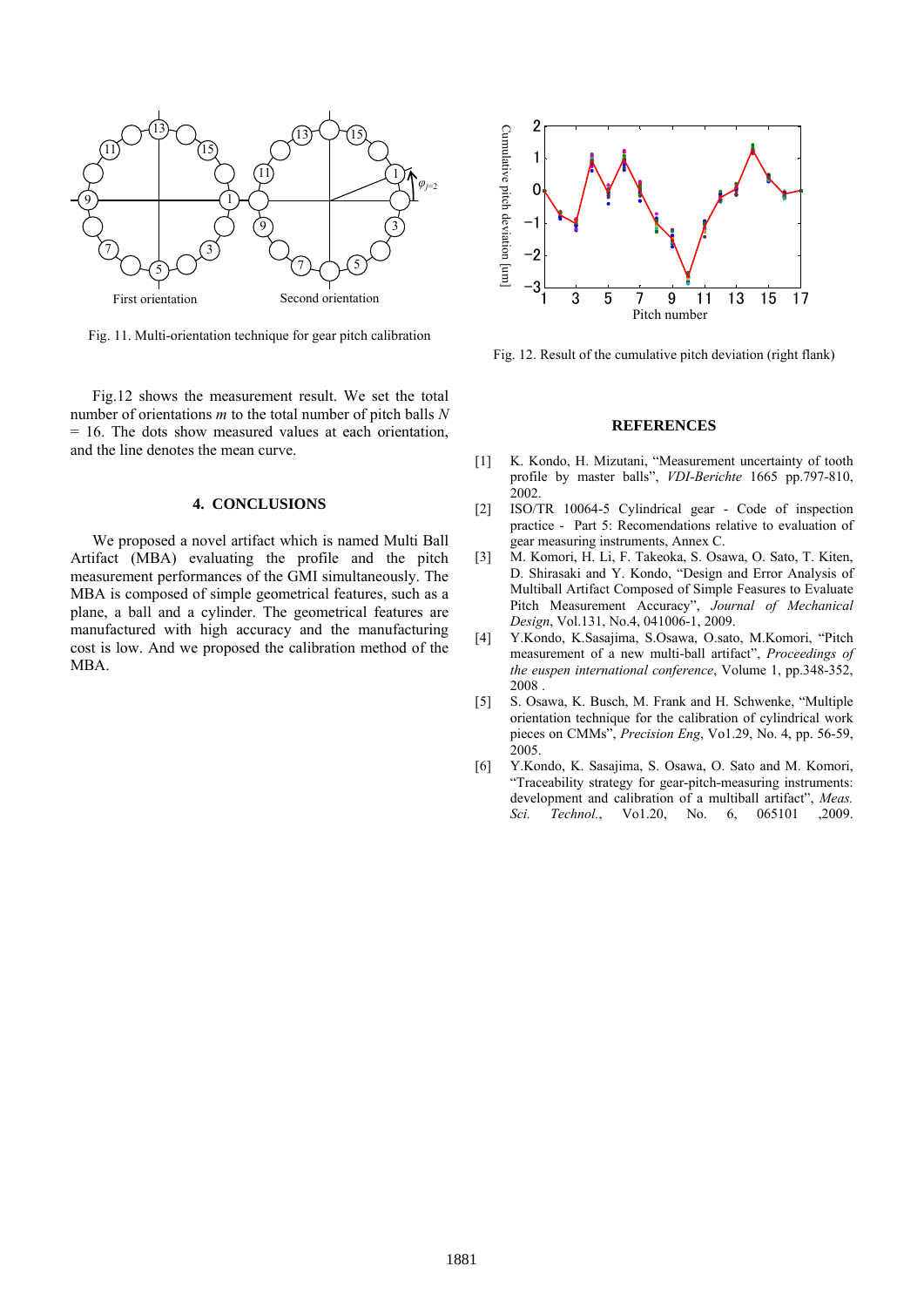First orientation

Second orientation

$\varphi_{j=2}$

Fig. 11. Multi-orientation technique for gear pitch calibration

Cumulative pitch deviation [um]

Pitch number

Fig. 12. Result of the cumulative pitch deviation (right flank)

Fig.12 shows the measurement result. We set the total number of orientations $m$ to the total number of pitch balls $N$ = 16. The dots show measured values at each orientation, and the line denotes the mean curve.

## 4. CONCLUSIONS

We proposed a novel artifact which is named Multi Ball Artifact (MBA) evaluating the profile and the pitch measurement performances of the GMI simultaneously. The MBA is composed of simple geometrical features, such as a plane, a ball and a cylinder. The geometrical features are manufactured with high accuracy and the manufacturing cost is low. And we proposed the calibration method of the MBA.

## REFERENCES

[1] K. Kondo, H. Mizutani, "Measurement uncertainty of tooth profile by master balls", *VDI-Berichte* 1665 pp.797-810, 2002.

[2] ISO/TR 10064-5 Cylindrical gear - Code of inspection practice - Part 5: Recomendations relative to evaluation of gear measuring instruments, Annex C.

[3] M. Komori, H. Li, F. Takeoka, S. Osawa, O. Sato, T. Kiten, D. Shirasaki and Y. Kondo, "Design and Error Analysis of Multiball Artifact Composed of Simple Feasures to Evaluate Pitch Measurement Accuracy", *Journal of Mechanical Design*, Vol.131, No.4, 041006-1, 2009.

[4] Y.Kondo, K.Sasajima, S.Osawa, O.sato, M.Komori, "Pitch measurement of a new multi-ball artifact", *Proceedings of the euspen international conference*, Volume 1, pp.348-352, 2008 .

[5] S. Osawa, K. Busch, M. Frank and H. Schwenke, "Multiple orientation technique for the calibration of cylindrical work pieces on CMMs", *Precision Eng*, Vo1.29, No. 4, pp. 56-59, 2005.

[6] Y.Kondo, K. Sasajima, S. Osawa, O. Sato and M. Komori, "Traceability strategy for gear-pitch-measuring instruments: development and calibration of a multiball artifact", *Meas. Sci. Technol.*, Vo1.20, No. 6, 065101 ,2009.